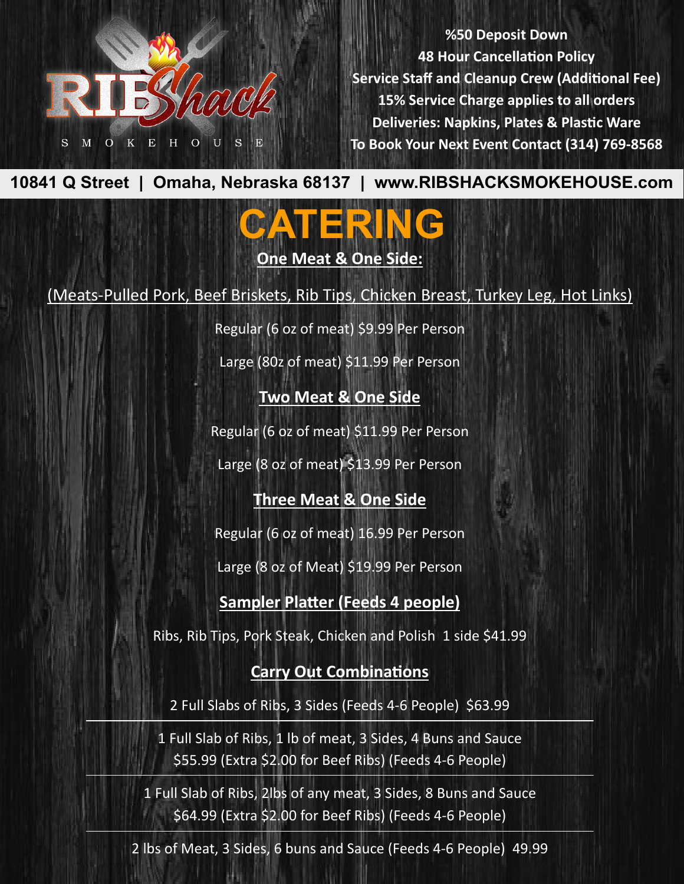RIB Shack SMOKEHOUSE

**%50 Deposit Down**
**48 Hour Cancellation Policy**
**Service Staff and Cleanup Crew (Additional Fee)**
**15% Service Charge applies to all orders**
**Deliveries: Napkins, Plates & Plastic Ware**
**To Book Your Next Event Contact (314) 769-8568**

**10841 Q Street | Omaha, Nebraska 68137 | www.RIBSHACKSMOKEHOUSE.com**

# CATERING

## One Meat & One Side:

(Meats-Pulled Pork, Beef Briskets, Rib Tips, Chicken Breast, Turkey Leg, Hot Links)

Regular (6 oz of meat) $9.99 Per Person

Large (80z of meat) $11.99 Per Person

## Two Meat & One Side

Regular (6 oz of meat) $11.99 Per Person

Large (8 oz of meat) $13.99 Per Person

## Three Meat & One Side

Regular (6 oz of meat) 16.99 Per Person

Large (8 oz of Meat) $19.99 Per Person

## Sampler Platter (Feeds 4 people)

Ribs, Rib Tips, Pork Steak, Chicken and Polish 1 side $41.99

## Carry Out Combinations

2 Full Slabs of Ribs, 3 Sides (Feeds 4-6 People) $63.99

1 Full Slab of Ribs, 1 lb of meat, 3 Sides, 4 Buns and Sauce
$55.99 (Extra $2.00 for Beef Ribs) (Feeds 4-6 People)

1 Full Slab of Ribs, 2lbs of any meat, 3 Sides, 8 Buns and Sauce
$64.99 (Extra $2.00 for Beef Ribs) (Feeds 4-6 People)

2 lbs of Meat, 3 Sides, 6 buns and Sauce (Feeds 4-6 People) 49.99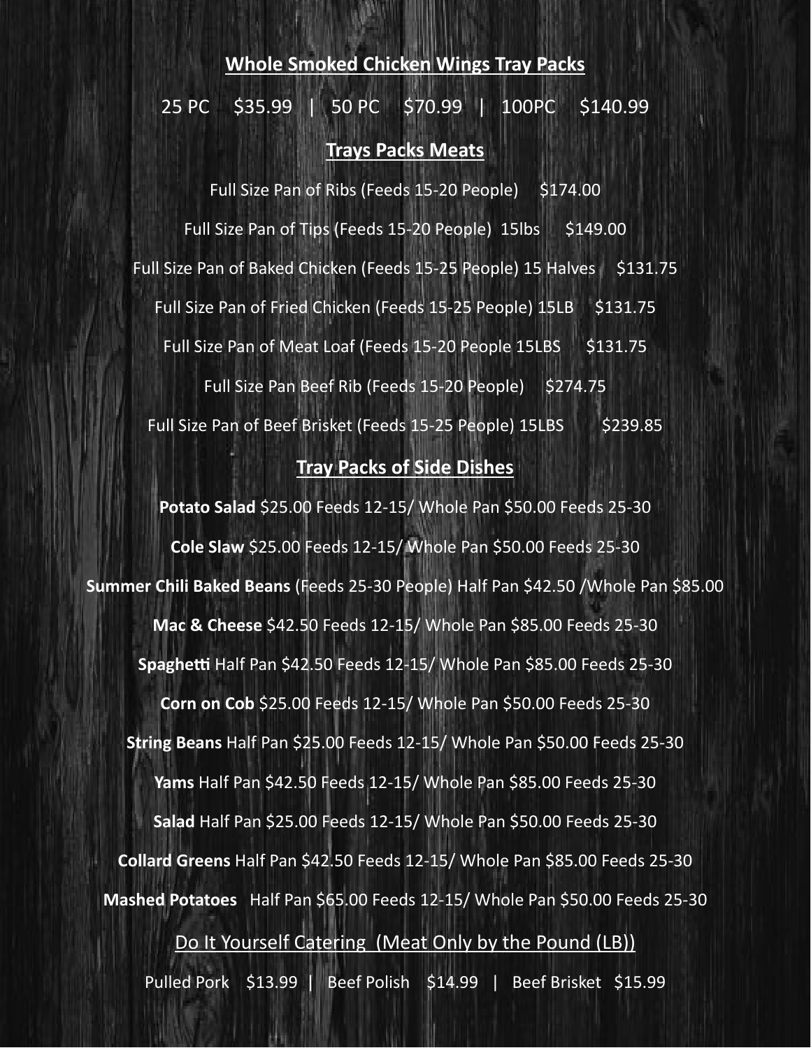## Whole Smoked Chicken Wings Tray Packs

25 PC $35.99 | 50 PC $70.99 | 100PC $140.99

## Trays Packs Meats

Full Size Pan of Ribs (Feeds 15-20 People) $174.00

Full Size Pan of Tips (Feeds 15-20 People) 15lbs $149.00

Full Size Pan of Baked Chicken (Feeds 15-25 People) 15 Halves $131.75

Full Size Pan of Fried Chicken (Feeds 15-25 People) 15LB $131.75

Full Size Pan of Meat Loaf (Feeds 15-20 People 15LBS $131.75

Full Size Pan Beef Rib (Feeds 15-20 People) $274.75

Full Size Pan of Beef Brisket (Feeds 15-25 People) 15LBS $239.85

## Tray Packs of Side Dishes

**Potato Salad** $25.00 Feeds 12-15/ Whole Pan $50.00 Feeds 25-30

**Cole Slaw** $25.00 Feeds 12-15/ Whole Pan $50.00 Feeds 25-30

**Summer Chili Baked Beans** (Feeds 25-30 People) Half Pan $42.50 /Whole Pan $85.00

**Mac & Cheese** $42.50 Feeds 12-15/ Whole Pan $85.00 Feeds 25-30

**Spaghetti** Half Pan $42.50 Feeds 12-15/ Whole Pan $85.00 Feeds 25-30

**Corn on Cob** $25.00 Feeds 12-15/ Whole Pan $50.00 Feeds 25-30

**String Beans** Half Pan $25.00 Feeds 12-15/ Whole Pan $50.00 Feeds 25-30

**Yams** Half Pan $42.50 Feeds 12-15/ Whole Pan $85.00 Feeds 25-30

**Salad** Half Pan $25.00 Feeds 12-15/ Whole Pan $50.00 Feeds 25-30

**Collard Greens** Half Pan $42.50 Feeds 12-15/ Whole Pan $85.00 Feeds 25-30

**Mashed Potatoes** Half Pan $65.00 Feeds 12-15/ Whole Pan $50.00 Feeds 25-30

## Do It Yourself Catering (Meat Only by the Pound (LB))

Pulled Pork $13.99 | Beef Polish $14.99 | Beef Brisket $15.99